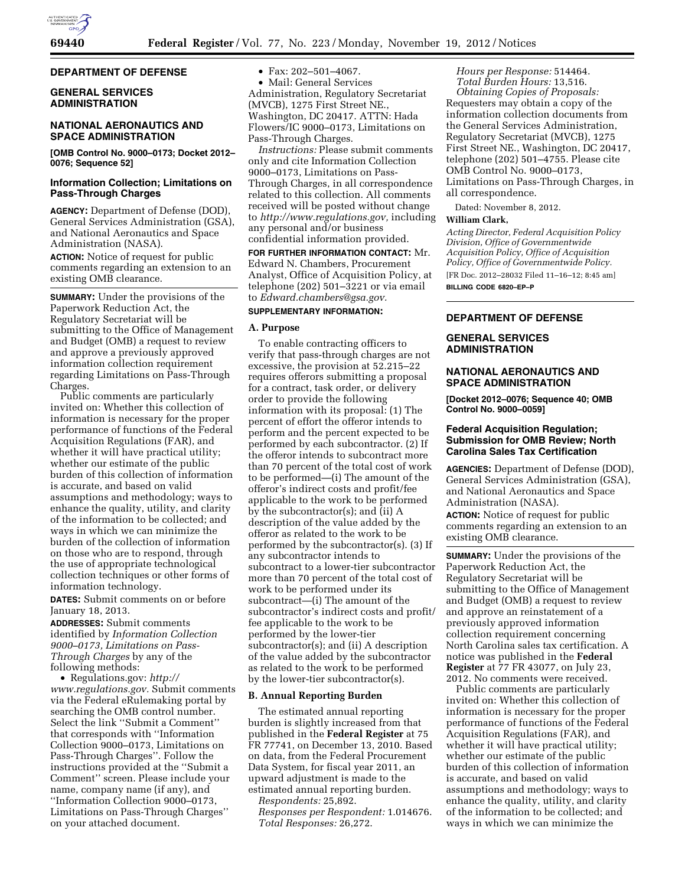## DEPARTMENT OF DEFENSE

## GENERAL SERVICES ADMINISTRATION

## NATIONAL AERONAUTICS AND SPACE ADMINISTRATION

**[OMB Control No. 9000–0173; Docket 2012–0076; Sequence 52]**

### Information Collection; Limitations on Pass-Through Charges

**AGENCY:** Department of Defense (DOD), General Services Administration (GSA), and National Aeronautics and Space Administration (NASA).

**ACTION:** Notice of request for public comments regarding an extension to an existing OMB clearance.

**SUMMARY:** Under the provisions of the Paperwork Reduction Act, the Regulatory Secretariat will be submitting to the Office of Management and Budget (OMB) a request to review and approve a previously approved information collection requirement regarding Limitations on Pass-Through Charges.

Public comments are particularly invited on: Whether this collection of information is necessary for the proper performance of functions of the Federal Acquisition Regulations (FAR), and whether it will have practical utility; whether our estimate of the public burden of this collection of information is accurate, and based on valid assumptions and methodology; ways to enhance the quality, utility, and clarity of the information to be collected; and ways in which we can minimize the burden of the collection of information on those who are to respond, through the use of appropriate technological collection techniques or other forms of information technology.

**DATES:** Submit comments on or before January 18, 2013.

**ADDRESSES:** Submit comments identified by *Information Collection 9000–0173, Limitations on Pass-Through Charges* by any of the following methods:

- Regulations.gov: *http://www.regulations.gov.* Submit comments via the Federal eRulemaking portal by searching the OMB control number. Select the link ''Submit a Comment'' that corresponds with ''Information Collection 9000–0173, Limitations on Pass-Through Charges''. Follow the instructions provided at the ''Submit a Comment'' screen. Please include your name, company name (if any), and ''Information Collection 9000–0173, Limitations on Pass-Through Charges'' on your attached document.
- Fax: 202–501–4067.
- Mail: General Services Administration, Regulatory Secretariat (MVCB), 1275 First Street NE., Washington, DC 20417. ATTN: Hada Flowers/IC 9000–0173, Limitations on Pass-Through Charges.

*Instructions:* Please submit comments only and cite Information Collection 9000–0173, Limitations on Pass-Through Charges, in all correspondence related to this collection. All comments received will be posted without change to *http://www.regulations.gov,* including any personal and/or business confidential information provided.

**FOR FURTHER INFORMATION CONTACT:** Mr. Edward N. Chambers, Procurement Analyst, Office of Acquisition Policy, at telephone (202) 501–3221 or via email to *Edward.chambers@gsa.gov.*

**SUPPLEMENTARY INFORMATION:**

#### A. Purpose

To enable contracting officers to verify that pass-through charges are not excessive, the provision at 52.215–22 requires offerors submitting a proposal for a contract, task order, or delivery order to provide the following information with its proposal: (1) The percent of effort the offeror intends to perform and the percent expected to be performed by each subcontractor. (2) If the offeror intends to subcontract more than 70 percent of the total cost of work to be performed—(i) The amount of the offeror's indirect costs and profit/fee applicable to the work to be performed by the subcontractor(s); and (ii) A description of the value added by the offeror as related to the work to be performed by the subcontractor(s). (3) If any subcontractor intends to subcontract to a lower-tier subcontractor more than 70 percent of the total cost of work to be performed under its subcontract—(i) The amount of the subcontractor's indirect costs and profit/fee applicable to the work to be performed by the lower-tier subcontractor(s); and (ii) A description of the value added by the subcontractor as related to the work to be performed by the lower-tier subcontractor(s).

#### B. Annual Reporting Burden

The estimated annual reporting burden is slightly increased from that published in the **Federal Register** at 75 FR 77741, on December 13, 2010. Based on data, from the Federal Procurement Data System, for fiscal year 2011, an upward adjustment is made to the estimated annual reporting burden.

*Respondents:* 25,892.
*Responses per Respondent:* 1.014676.
*Total Responses:* 26,272.
*Hours per Response:* 514464.
*Total Burden Hours:* 13,516.
*Obtaining Copies of Proposals:* Requesters may obtain a copy of the information collection documents from the General Services Administration, Regulatory Secretariat (MVCB), 1275 First Street NE., Washington, DC 20417, telephone (202) 501–4755. Please cite OMB Control No. 9000–0173, Limitations on Pass-Through Charges, in all correspondence.

Dated: November 8, 2012.

**William Clark,**

*Acting Director, Federal Acquisition Policy Division, Office of Governmentwide Acquisition Policy, Office of Acquisition Policy, Office of Governmentwide Policy.*

[FR Doc. 2012–28032 Filed 11–16–12; 8:45 am]

**BILLING CODE 6820–EP–P**

---

## DEPARTMENT OF DEFENSE

## GENERAL SERVICES ADMINISTRATION

## NATIONAL AERONAUTICS AND SPACE ADMINISTRATION

**[Docket 2012–0076; Sequence 40; OMB Control No. 9000–0059]**

### Federal Acquisition Regulation; Submission for OMB Review; North Carolina Sales Tax Certification

**AGENCIES:** Department of Defense (DOD), General Services Administration (GSA), and National Aeronautics and Space Administration (NASA).

**ACTION:** Notice of request for public comments regarding an extension to an existing OMB clearance.

**SUMMARY:** Under the provisions of the Paperwork Reduction Act, the Regulatory Secretariat will be submitting to the Office of Management and Budget (OMB) a request to review and approve an reinstatement of a previously approved information collection requirement concerning North Carolina sales tax certification. A notice was published in the **Federal Register** at 77 FR 43077, on July 23, 2012. No comments were received.

Public comments are particularly invited on: Whether this collection of information is necessary for the proper performance of functions of the Federal Acquisition Regulations (FAR), and whether it will have practical utility; whether our estimate of the public burden of this collection of information is accurate, and based on valid assumptions and methodology; ways to enhance the quality, utility, and clarity of the information to be collected; and ways in which we can minimize the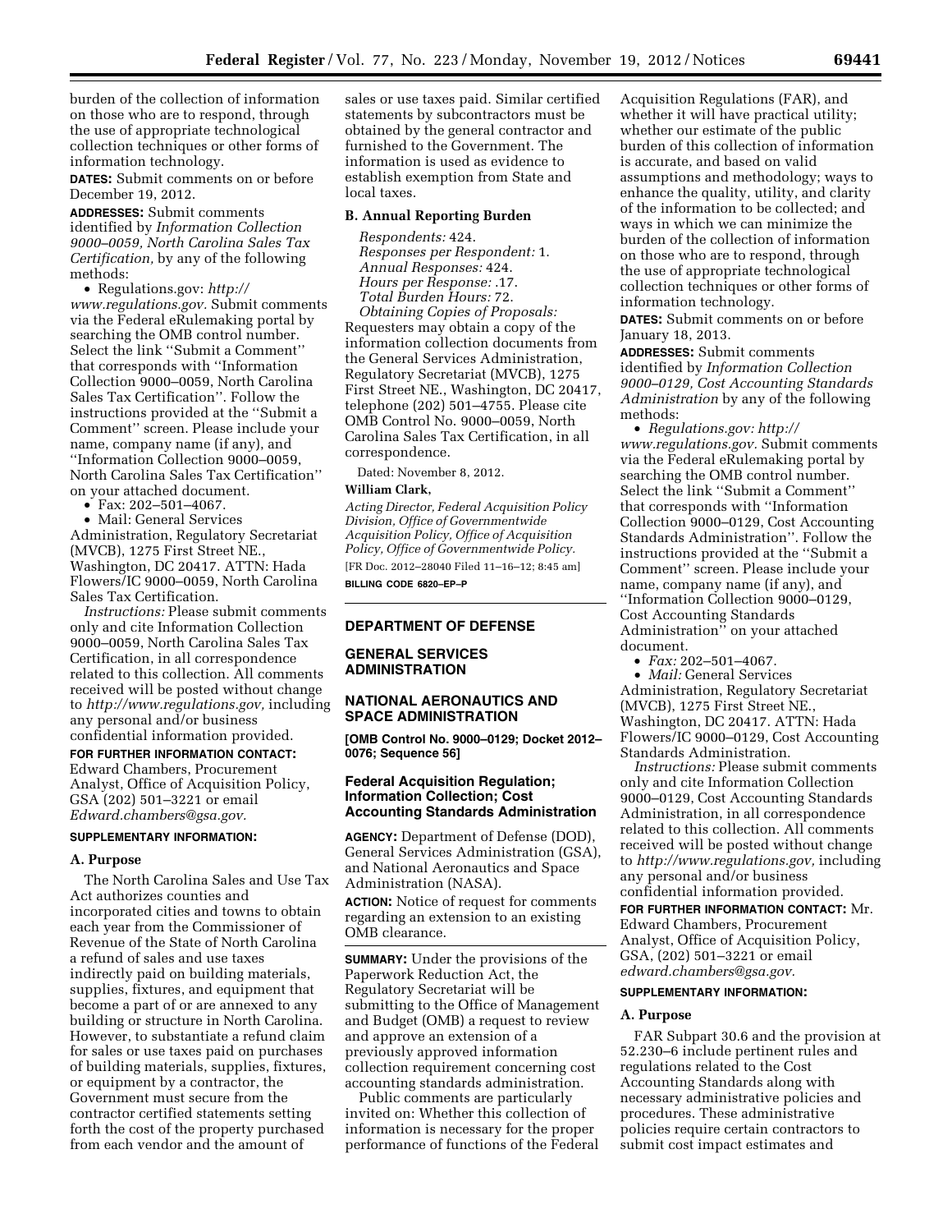burden of the collection of information on those who are to respond, through the use of appropriate technological collection techniques or other forms of information technology.

**DATES:** Submit comments on or before December 19, 2012.

**ADDRESSES:** Submit comments identified by *Information Collection 9000–0059, North Carolina Sales Tax Certification,* by any of the following methods:

- Regulations.gov: *http://www.regulations.gov.* Submit comments via the Federal eRulemaking portal by searching the OMB control number. Select the link ''Submit a Comment'' that corresponds with ''Information Collection 9000–0059, North Carolina Sales Tax Certification''. Follow the instructions provided at the ''Submit a Comment'' screen. Please include your name, company name (if any), and ''Information Collection 9000–0059, North Carolina Sales Tax Certification'' on your attached document.
- Fax: 202–501–4067.
- Mail: General Services Administration, Regulatory Secretariat (MVCB), 1275 First Street NE., Washington, DC 20417. ATTN: Hada Flowers/IC 9000–0059, North Carolina Sales Tax Certification.

*Instructions:* Please submit comments only and cite Information Collection 9000–0059, North Carolina Sales Tax Certification, in all correspondence related to this collection. All comments received will be posted without change to *http://www.regulations.gov,* including any personal and/or business confidential information provided.

**FOR FURTHER INFORMATION CONTACT:** Edward Chambers, Procurement Analyst, Office of Acquisition Policy, GSA (202) 501–3221 or email *Edward.chambers@gsa.gov.*

**SUPPLEMENTARY INFORMATION:**

**A. Purpose**

The North Carolina Sales and Use Tax Act authorizes counties and incorporated cities and towns to obtain each year from the Commissioner of Revenue of the State of North Carolina a refund of sales and use taxes indirectly paid on building materials, supplies, fixtures, and equipment that become a part of or are annexed to any building or structure in North Carolina. However, to substantiate a refund claim for sales or use taxes paid on purchases of building materials, supplies, fixtures, or equipment by a contractor, the Government must secure from the contractor certified statements setting forth the cost of the property purchased from each vendor and the amount of sales or use taxes paid. Similar certified statements by subcontractors must be obtained by the general contractor and furnished to the Government. The information is used as evidence to establish exemption from State and local taxes.

**B. Annual Reporting Burden**

*Respondents:* 424.
*Responses per Respondent:* 1.
*Annual Responses:* 424.
*Hours per Response:* .17.
*Total Burden Hours:* 72.
*Obtaining Copies of Proposals:* Requesters may obtain a copy of the information collection documents from the General Services Administration, Regulatory Secretariat (MVCB), 1275 First Street NE., Washington, DC 20417, telephone (202) 501–4755. Please cite OMB Control No. 9000–0059, North Carolina Sales Tax Certification, in all correspondence.

Dated: November 8, 2012.

**William Clark,**

*Acting Director, Federal Acquisition Policy Division, Office of Governmentwide Acquisition Policy, Office of Acquisition Policy, Office of Governmentwide Policy.*

[FR Doc. 2012–28040 Filed 11–16–12; 8:45 am]

**BILLING CODE 6820–EP–P**

---

**DEPARTMENT OF DEFENSE**

**GENERAL SERVICES ADMINISTRATION**

**NATIONAL AERONAUTICS AND SPACE ADMINISTRATION**

**[OMB Control No. 9000–0129; Docket 2012–0076; Sequence 56]**

## Federal Acquisition Regulation; Information Collection; Cost Accounting Standards Administration

**AGENCY:** Department of Defense (DOD), General Services Administration (GSA), and National Aeronautics and Space Administration (NASA).

**ACTION:** Notice of request for comments regarding an extension to an existing OMB clearance.

**SUMMARY:** Under the provisions of the Paperwork Reduction Act, the Regulatory Secretariat will be submitting to the Office of Management and Budget (OMB) a request to review and approve an extension of a previously approved information collection requirement concerning cost accounting standards administration.

Public comments are particularly invited on: Whether this collection of information is necessary for the proper performance of functions of the Federal Acquisition Regulations (FAR), and whether it will have practical utility; whether our estimate of the public burden of this collection of information is accurate, and based on valid assumptions and methodology; ways to enhance the quality, utility, and clarity of the information to be collected; and ways in which we can minimize the burden of the collection of information on those who are to respond, through the use of appropriate technological collection techniques or other forms of information technology.

**DATES:** Submit comments on or before January 18, 2013.

**ADDRESSES:** Submit comments identified by *Information Collection 9000–0129, Cost Accounting Standards Administration* by any of the following methods:

- *Regulations.gov: http://www.regulations.gov.* Submit comments via the Federal eRulemaking portal by searching the OMB control number. Select the link ''Submit a Comment'' that corresponds with ''Information Collection 9000–0129, Cost Accounting Standards Administration''. Follow the instructions provided at the ''Submit a Comment'' screen. Please include your name, company name (if any), and ''Information Collection 9000–0129, Cost Accounting Standards Administration'' on your attached document.
- *Fax:* 202–501–4067.
- *Mail:* General Services Administration, Regulatory Secretariat (MVCB), 1275 First Street NE., Washington, DC 20417. ATTN: Hada Flowers/IC 9000–0129, Cost Accounting Standards Administration.

*Instructions:* Please submit comments only and cite Information Collection 9000–0129, Cost Accounting Standards Administration, in all correspondence related to this collection. All comments received will be posted without change to *http://www.regulations.gov,* including any personal and/or business confidential information provided.

**FOR FURTHER INFORMATION CONTACT:** Mr. Edward Chambers, Procurement Analyst, Office of Acquisition Policy, GSA, (202) 501–3221 or email *edward.chambers@gsa.gov.*

**SUPPLEMENTARY INFORMATION:**

**A. Purpose**

FAR Subpart 30.6 and the provision at 52.230–6 include pertinent rules and regulations related to the Cost Accounting Standards along with necessary administrative policies and procedures. These administrative policies require certain contractors to submit cost impact estimates and